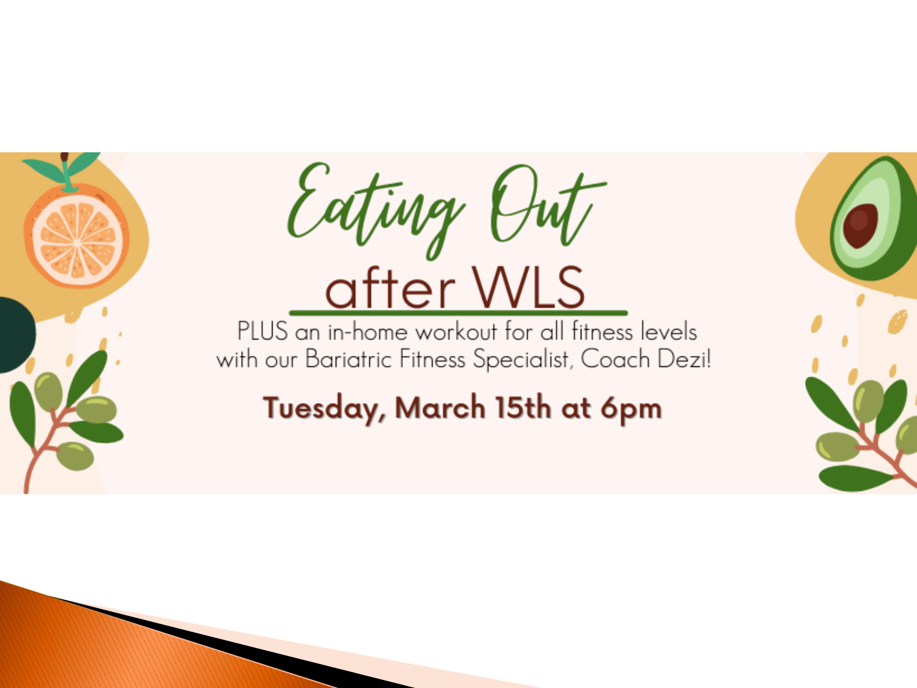# Eating Out

## after WLS

PLUS an in-home workout for all fitness levels with our Bariatric Fitness Specialist, Coach Dezi!

**Tuesday, March 15th at 6pm**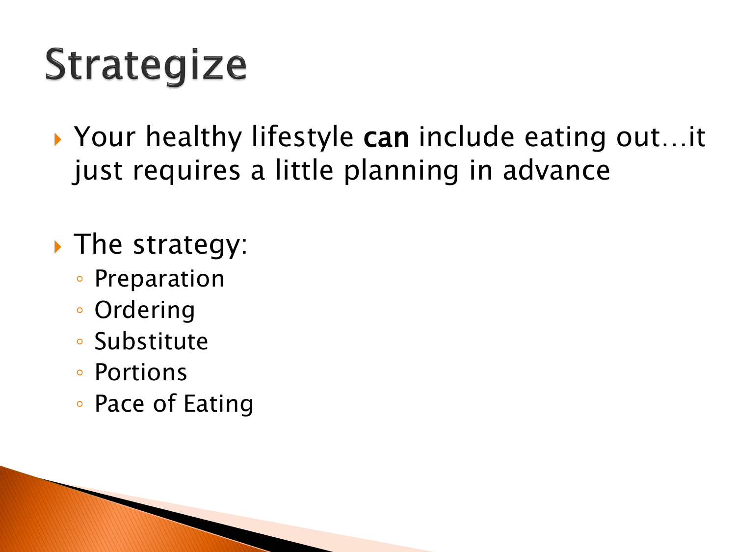# Strategize

- Your healthy lifestyle **can** include eating out…it just requires a little planning in advance

- The strategy:
  - Preparation
  - Ordering
  - Substitute
  - Portions
  - Pace of Eating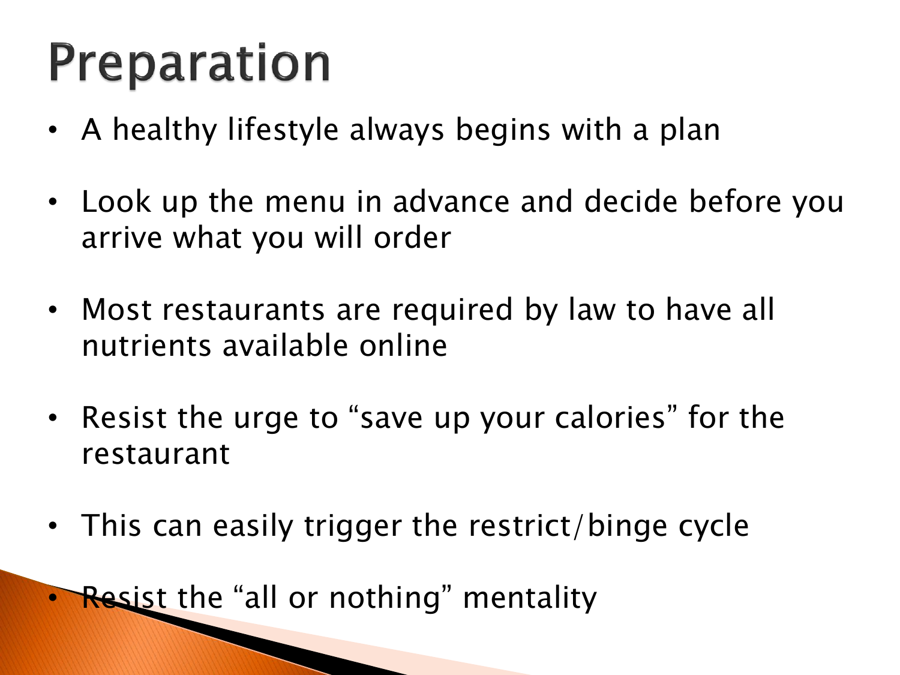# Preparation

- A healthy lifestyle always begins with a plan
- Look up the menu in advance and decide before you arrive what you will order
- Most restaurants are required by law to have all nutrients available online
- Resist the urge to "save up your calories" for the restaurant
- This can easily trigger the restrict/binge cycle
- Resist the "all or nothing" mentality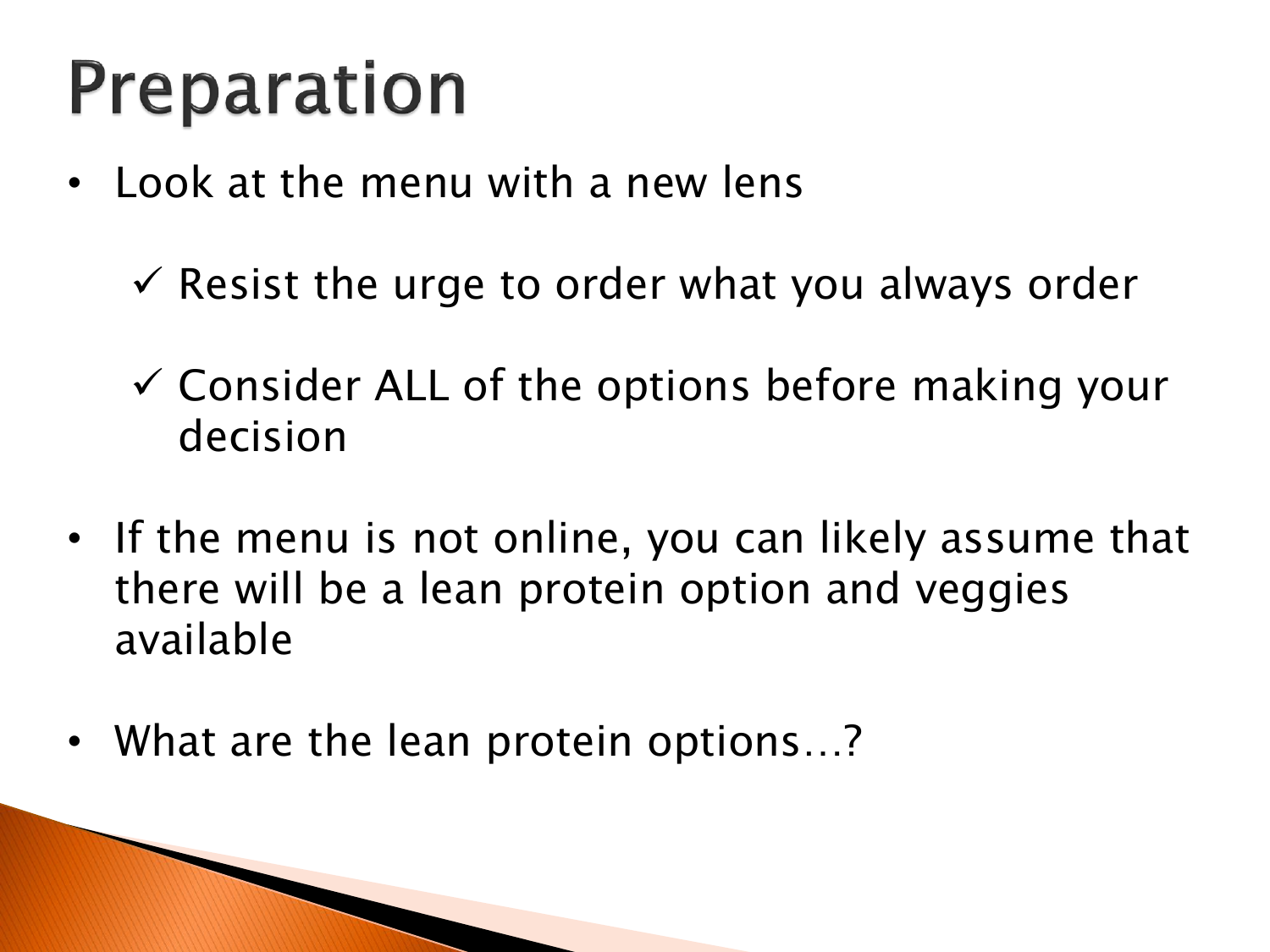# Preparation

- Look at the menu with a new lens
  - ✓ Resist the urge to order what you always order
  - ✓ Consider ALL of the options before making your decision
- If the menu is not online, you can likely assume that there will be a lean protein option and veggies available
- What are the lean protein options…?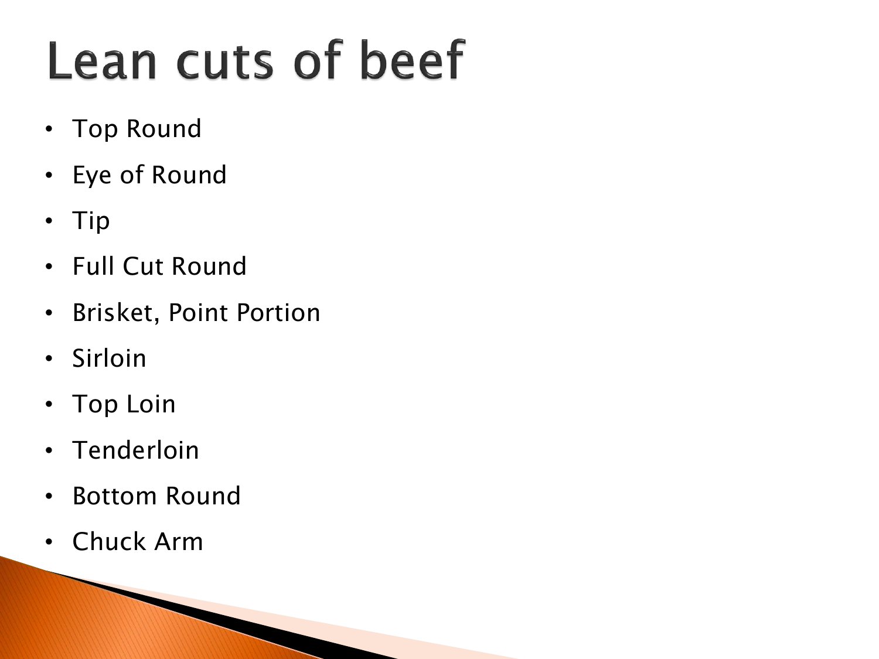# Lean cuts of beef

- Top Round
- Eye of Round
- Tip
- Full Cut Round
- Brisket, Point Portion
- Sirloin
- Top Loin
- Tenderloin
- Bottom Round
- Chuck Arm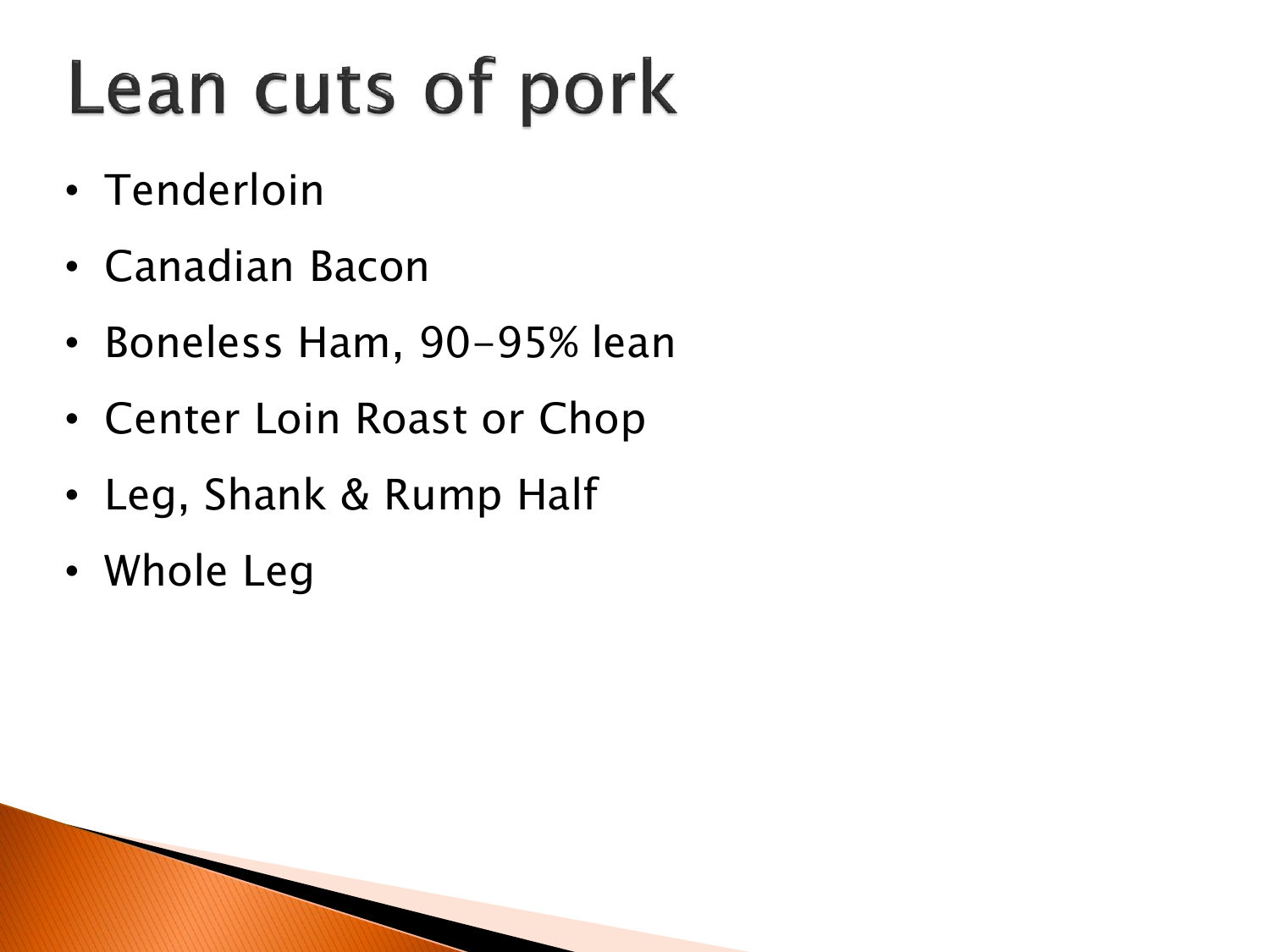# Lean cuts of pork

- Tenderloin
- Canadian Bacon
- Boneless Ham, 90-95% lean
- Center Loin Roast or Chop
- Leg, Shank & Rump Half
- Whole Leg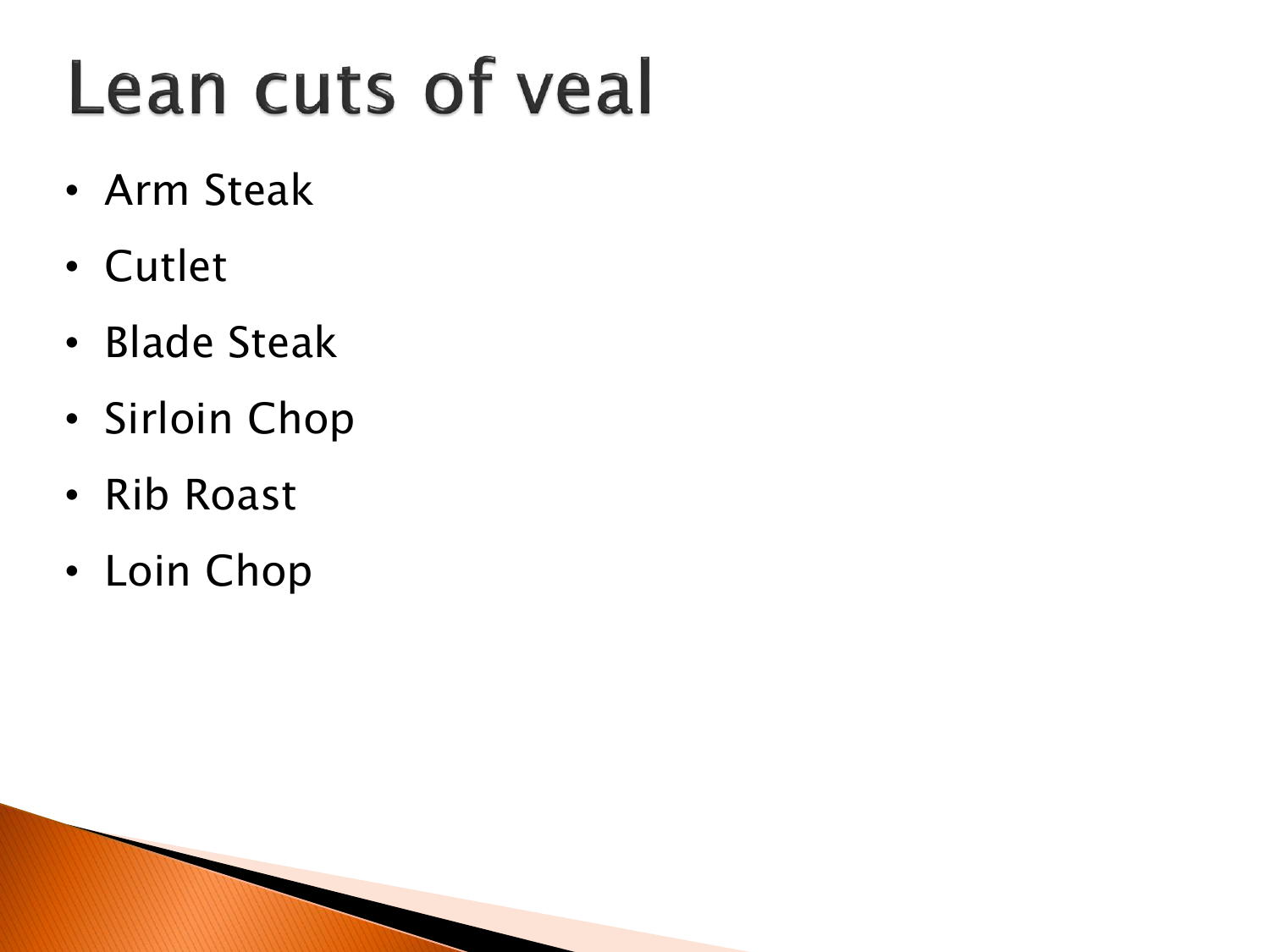# Lean cuts of veal

- Arm Steak
- Cutlet
- Blade Steak
- Sirloin Chop
- Rib Roast
- Loin Chop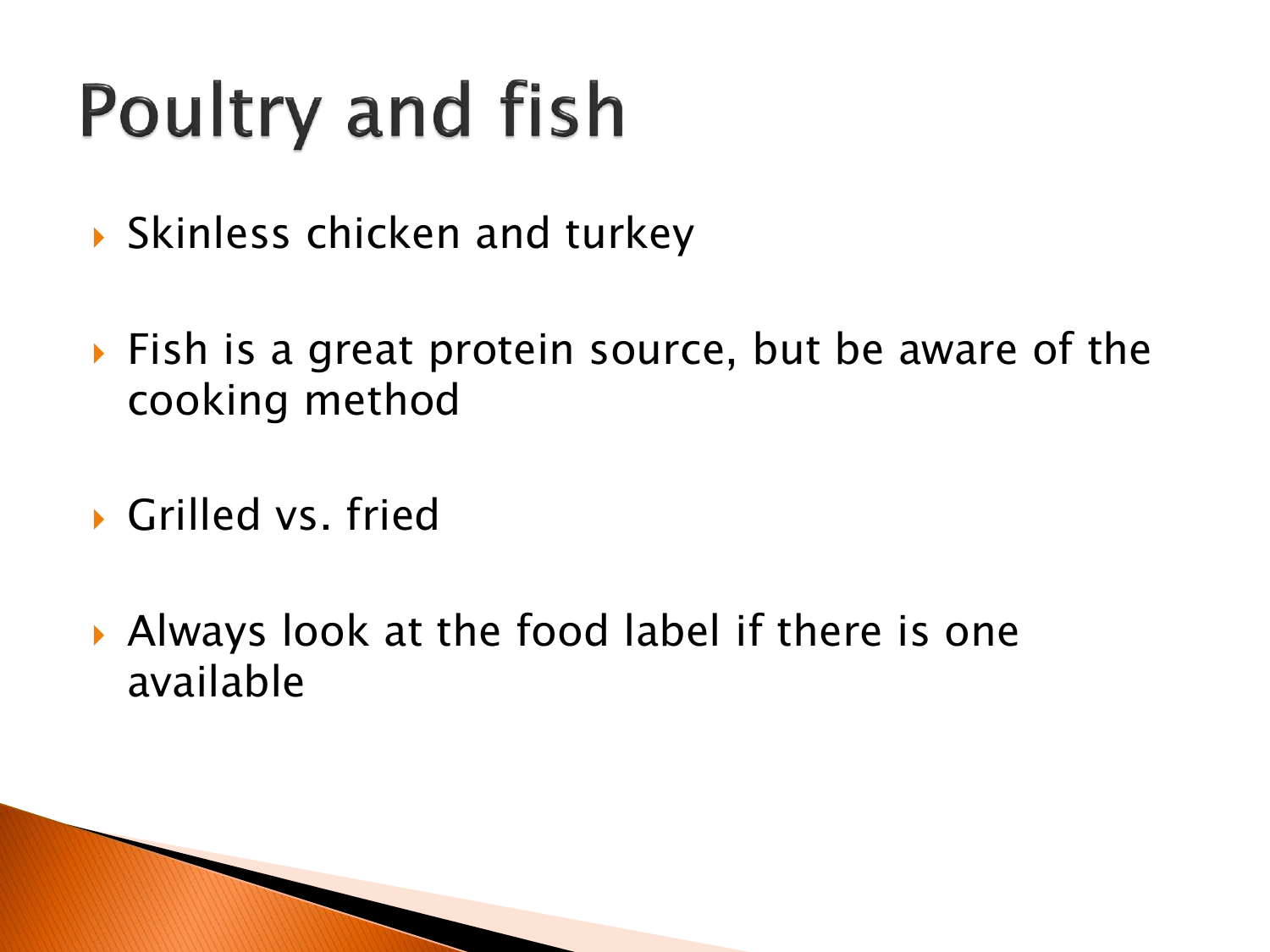# Poultry and fish

- Skinless chicken and turkey
- Fish is a great protein source, but be aware of the cooking method
- Grilled vs. fried
- Always look at the food label if there is one available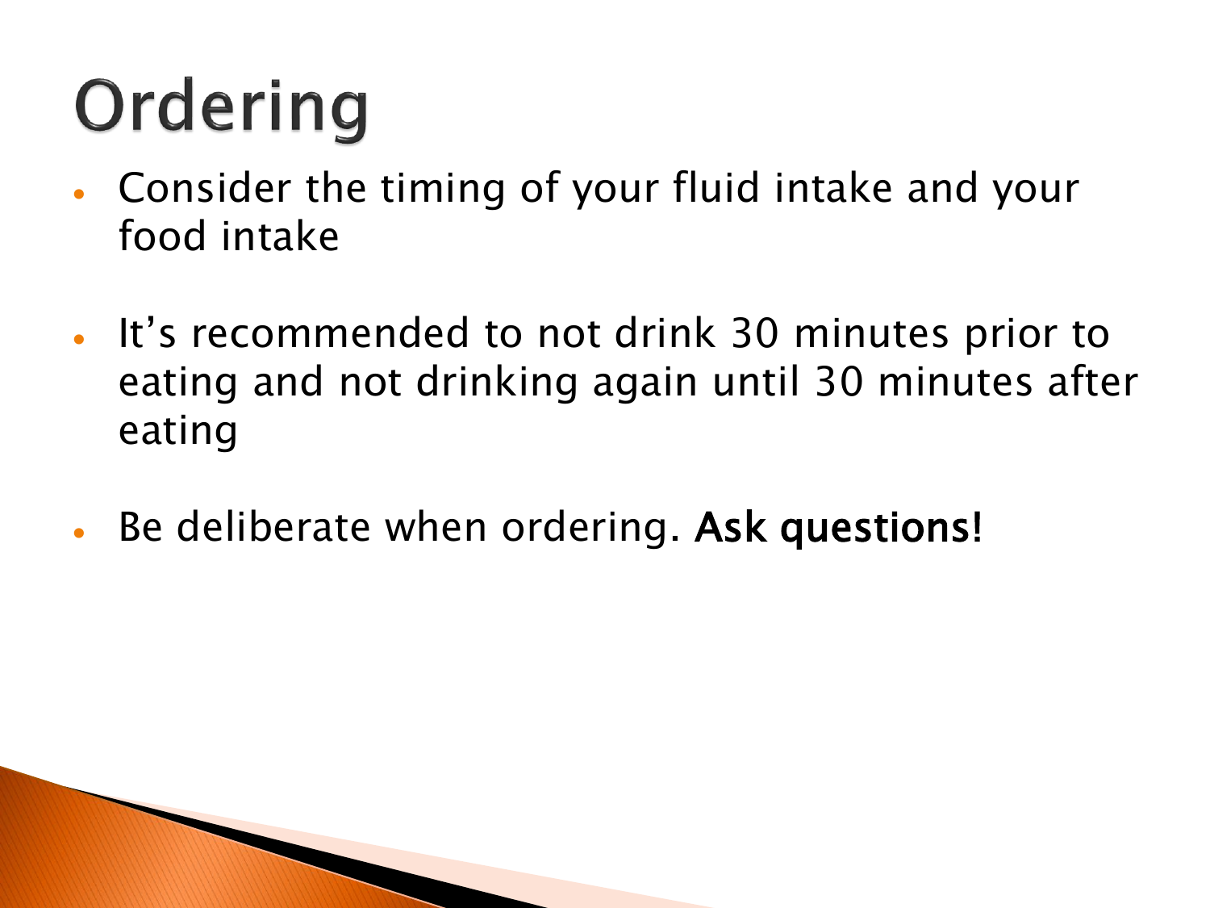# Ordering

- Consider the timing of your fluid intake and your food intake
- It's recommended to not drink 30 minutes prior to eating and not drinking again until 30 minutes after eating
- Be deliberate when ordering. **Ask questions!**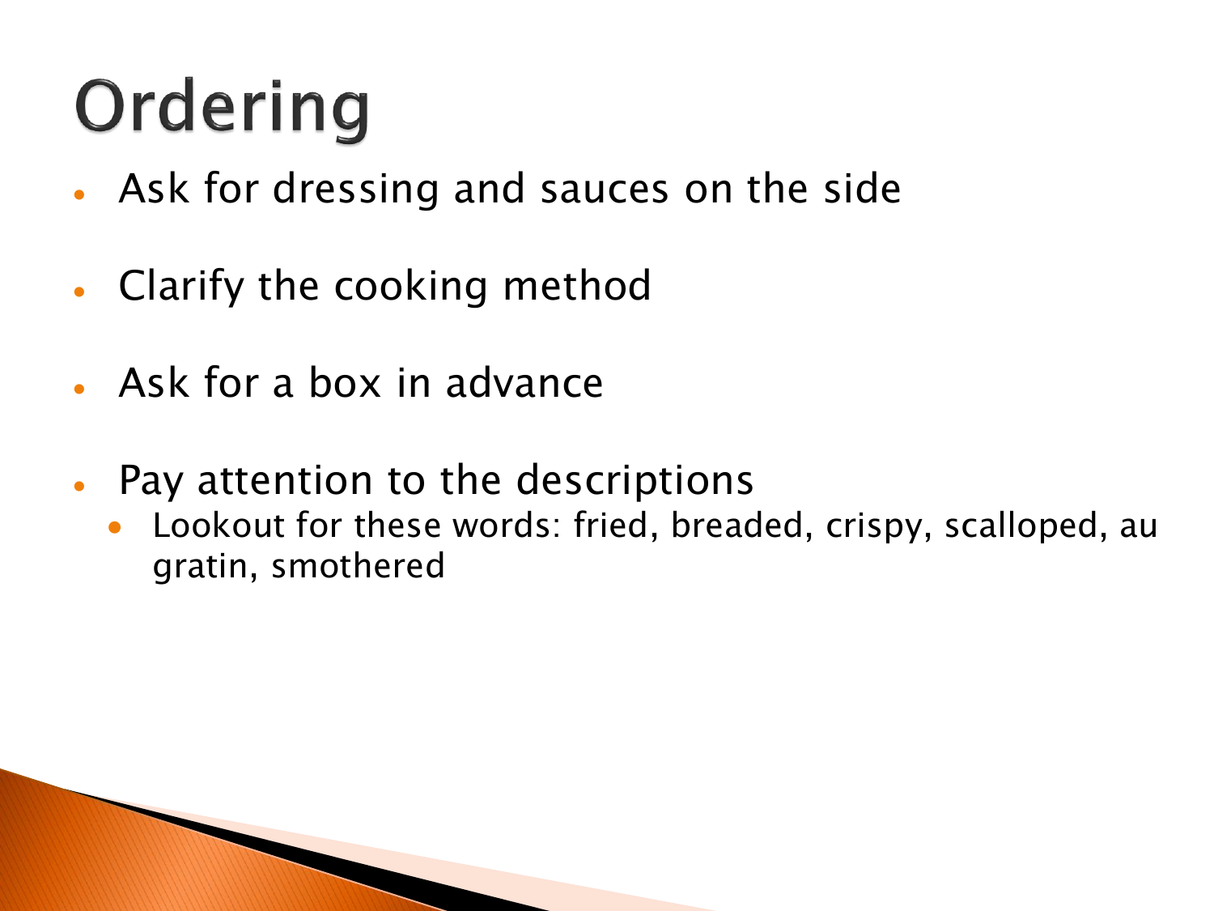# Ordering

- Ask for dressing and sauces on the side
- Clarify the cooking method
- Ask for a box in advance
- Pay attention to the descriptions
  - Lookout for these words: fried, breaded, crispy, scalloped, au gratin, smothered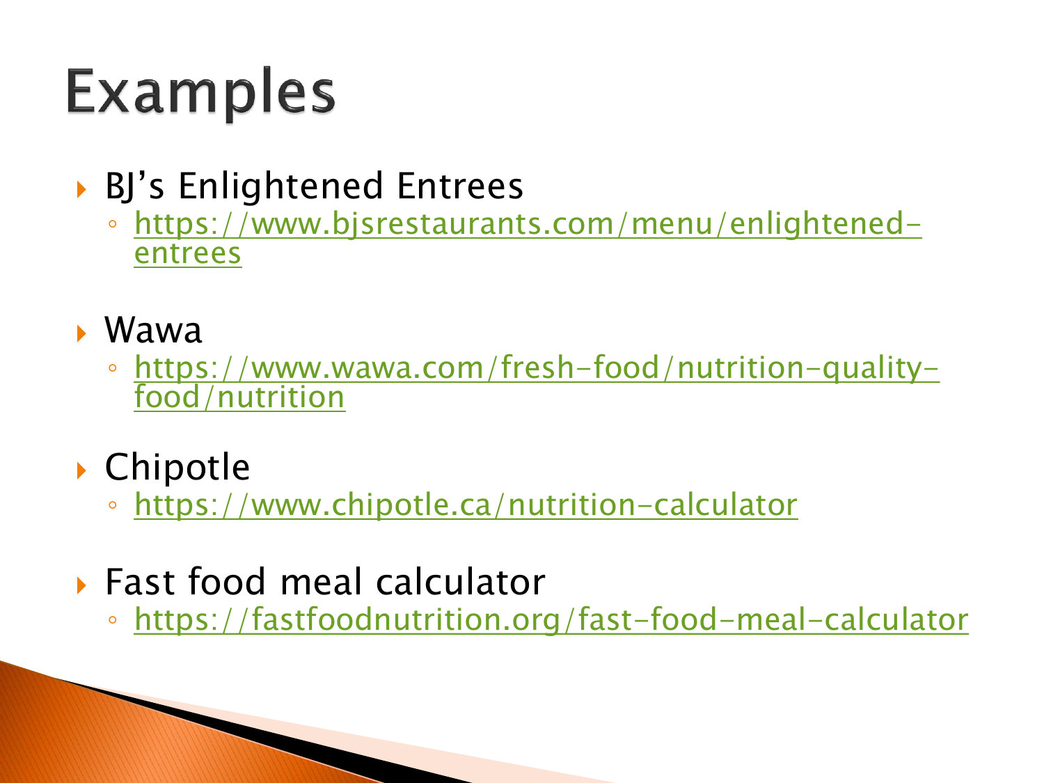# Examples

- BJ's Enlightened Entrees
  - https://www.bjsrestaurants.com/menu/enlightened-entrees
- Wawa
  - https://www.wawa.com/fresh-food/nutrition-quality-food/nutrition
- Chipotle
  - https://www.chipotle.ca/nutrition-calculator
- Fast food meal calculator
  - https://fastfoodnutrition.org/fast-food-meal-calculator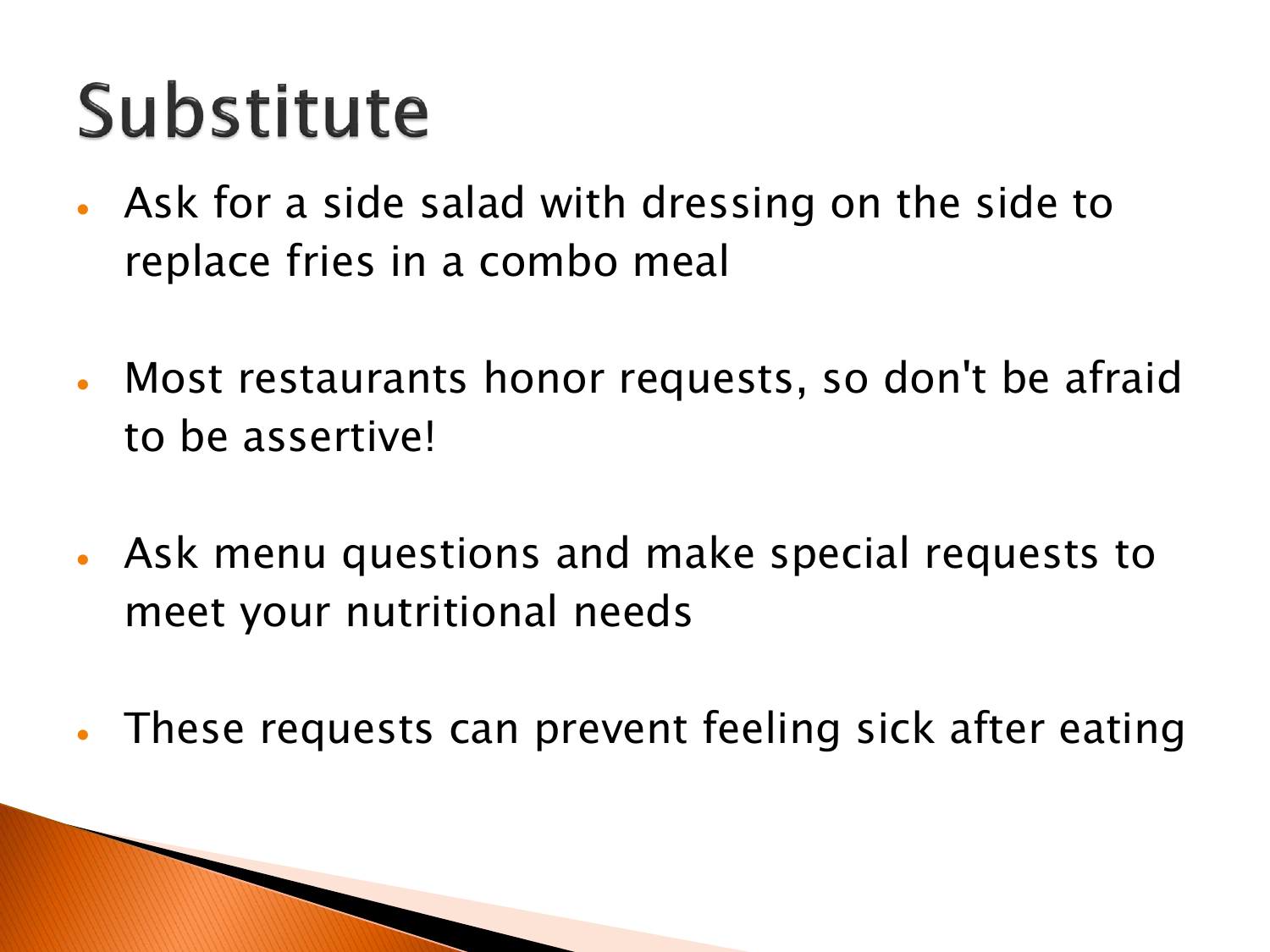# Substitute

- Ask for a side salad with dressing on the side to replace fries in a combo meal
- Most restaurants honor requests, so don't be afraid to be assertive!
- Ask menu questions and make special requests to meet your nutritional needs
- These requests can prevent feeling sick after eating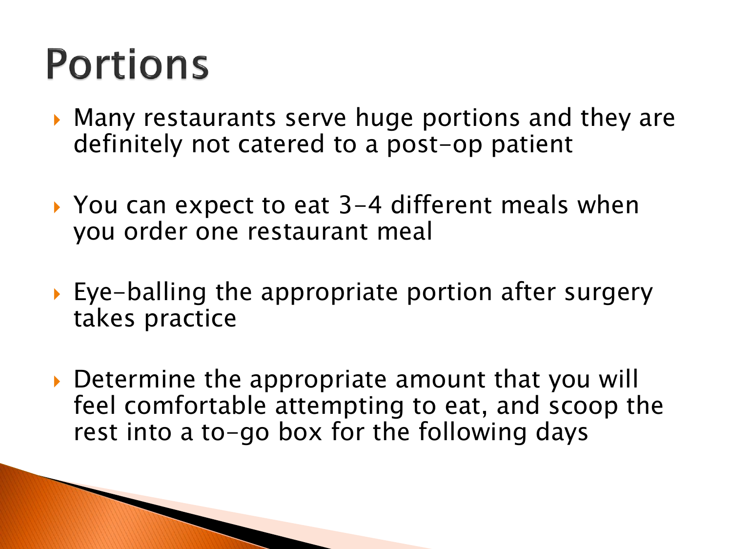# Portions

- Many restaurants serve huge portions and they are definitely not catered to a post-op patient
- You can expect to eat 3-4 different meals when you order one restaurant meal
- Eye-balling the appropriate portion after surgery takes practice
- Determine the appropriate amount that you will feel comfortable attempting to eat, and scoop the rest into a to-go box for the following days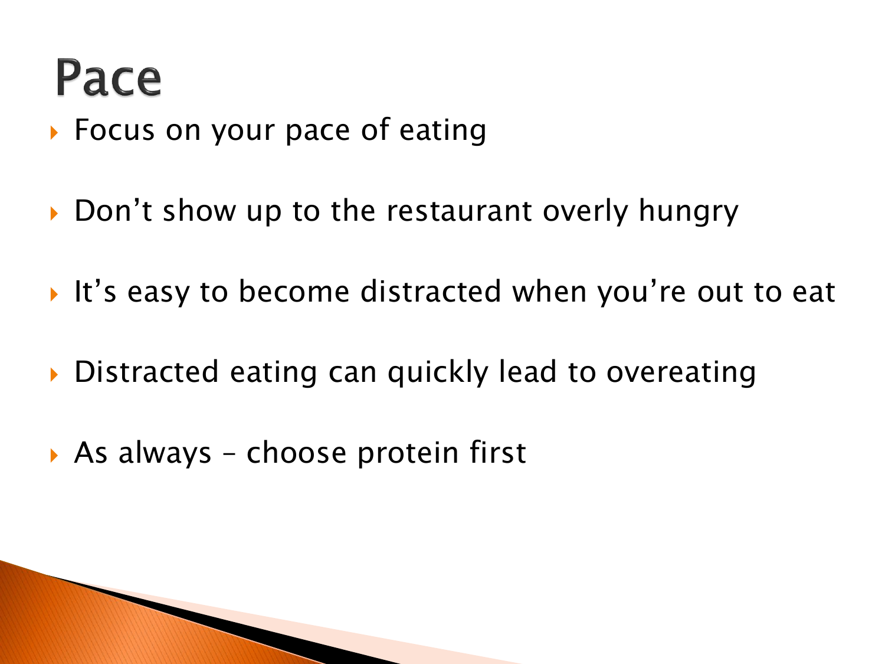# Pace

- Focus on your pace of eating
- Don’t show up to the restaurant overly hungry
- It’s easy to become distracted when you’re out to eat
- Distracted eating can quickly lead to overeating
- As always – choose protein first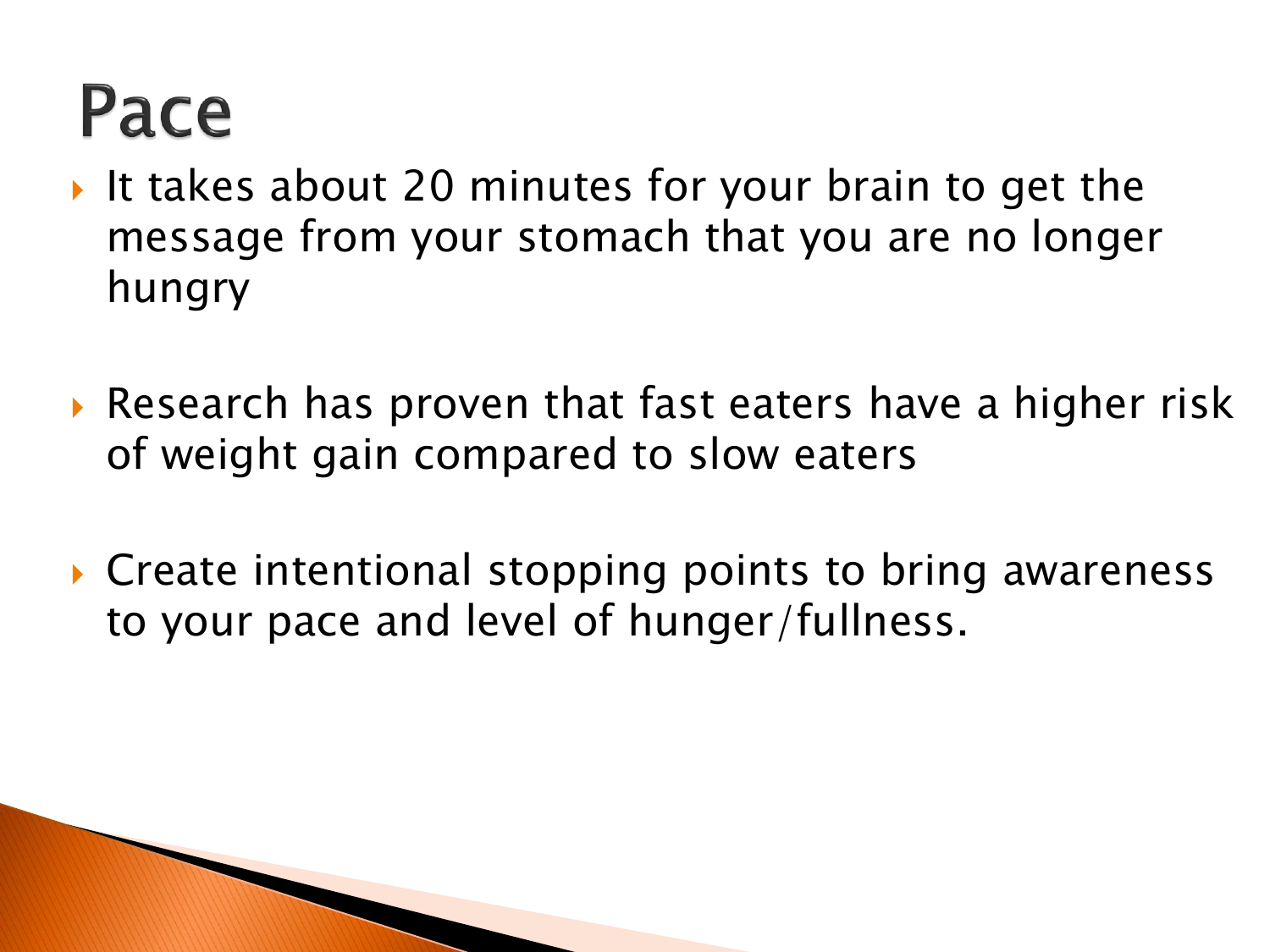# Pace

- It takes about 20 minutes for your brain to get the message from your stomach that you are no longer hungry

- Research has proven that fast eaters have a higher risk of weight gain compared to slow eaters

- Create intentional stopping points to bring awareness to your pace and level of hunger/fullness.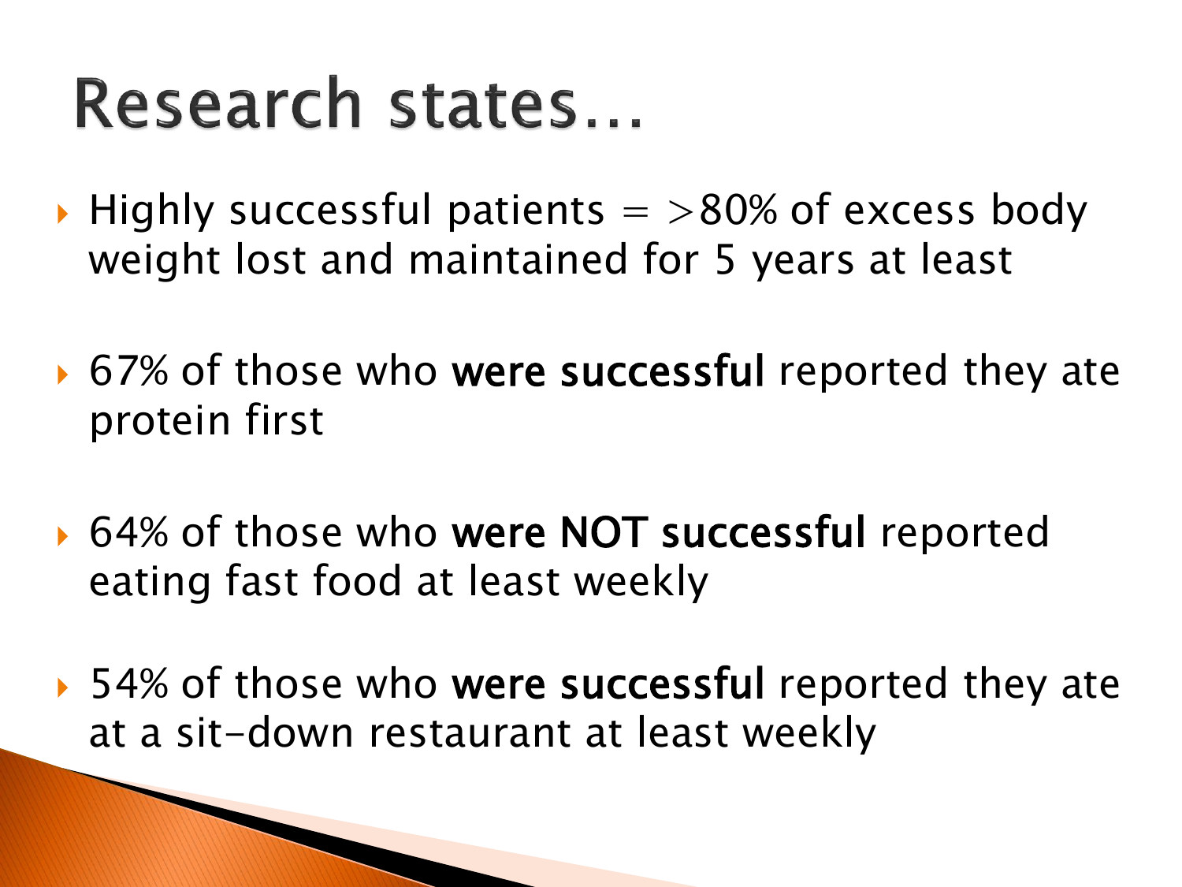# Research states…

- Highly successful patients = >80% of excess body weight lost and maintained for 5 years at least
- 67% of those who **were successful** reported they ate protein first
- 64% of those who **were NOT successful** reported eating fast food at least weekly
- 54% of those who **were successful** reported they ate at a sit-down restaurant at least weekly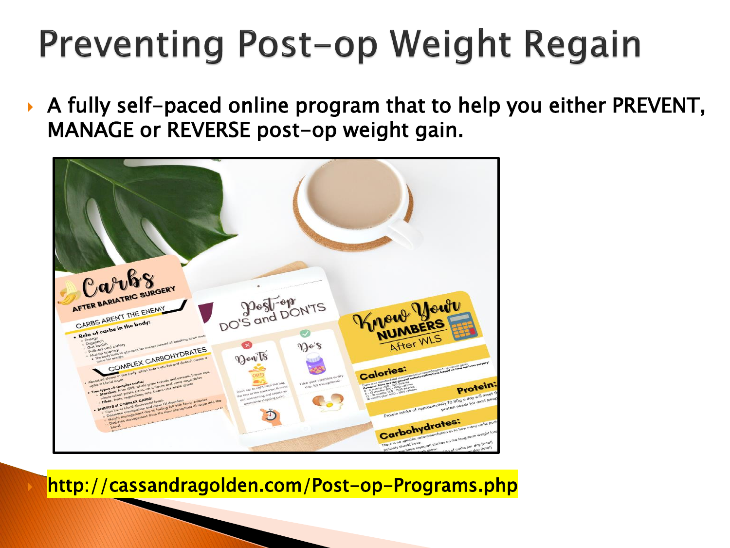# Preventing Post-op Weight Regain

- A fully self-paced online program that to help you either PREVENT, MANAGE or REVERSE post-op weight gain.

- http://cassandragolden.com/Post-op-Programs.php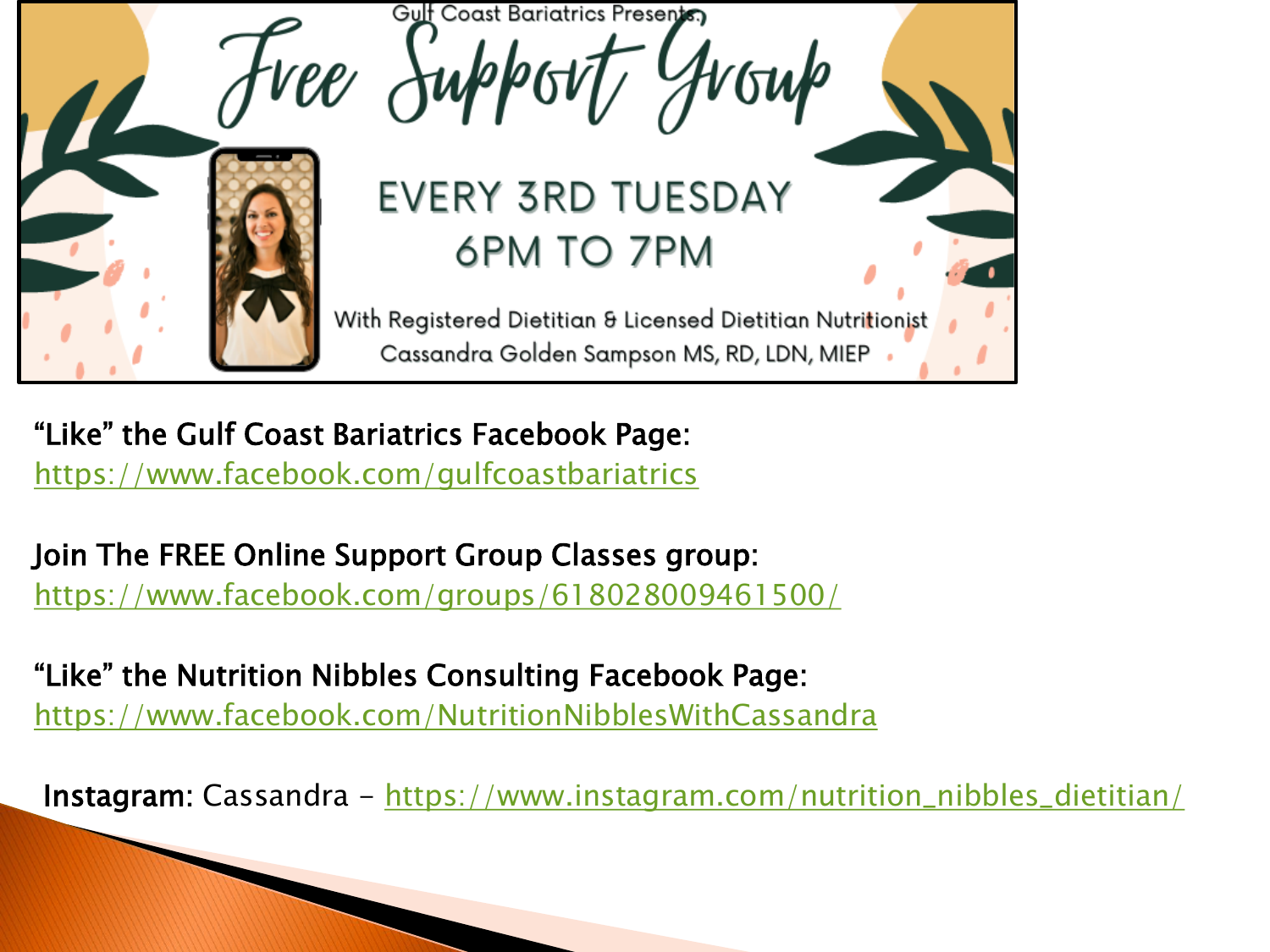Gulf Coast Bariatrics Presents:

# Free Support Group

EVERY 3RD TUESDAY
6PM TO 7PM

With Registered Dietitian & Licensed Dietitian Nutritionist
Cassandra Golden Sampson MS, RD, LDN, MIEP

"Like" the Gulf Coast Bariatrics Facebook Page:
https://www.facebook.com/gulfcoastbariatrics

Join The FREE Online Support Group Classes group:
https://www.facebook.com/groups/618028009461500/

"Like" the Nutrition Nibbles Consulting Facebook Page:
https://www.facebook.com/NutritionNibblesWithCassandra

**Instagram:** Cassandra - https://www.instagram.com/nutrition_nibbles_dietitian/